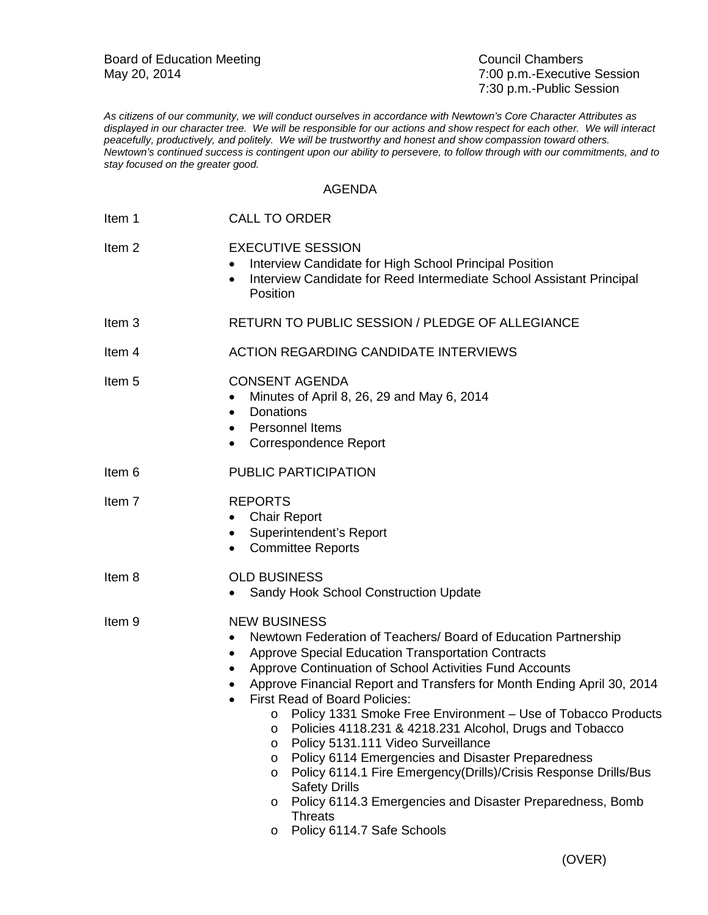Board of Education Meeting
May 20, 2014

Council Chambers
7:00 p.m.-Executive Session
7:30 p.m.-Public Session

*As citizens of our community, we will conduct ourselves in accordance with Newtown's Core Character Attributes as displayed in our character tree. We will be responsible for our actions and show respect for each other. We will interact peacefully, productively, and politely. We will be trustworthy and honest and show compassion toward others. Newtown's continued success is contingent upon our ability to persevere, to follow through with our commitments, and to stay focused on the greater good.*

## AGENDA

Item 1 CALL TO ORDER

Item 2 EXECUTIVE SESSION
- Interview Candidate for High School Principal Position
- Interview Candidate for Reed Intermediate School Assistant Principal Position

Item 3 RETURN TO PUBLIC SESSION / PLEDGE OF ALLEGIANCE

Item 4 ACTION REGARDING CANDIDATE INTERVIEWS

Item 5 CONSENT AGENDA
- Minutes of April 8, 26, 29 and May 6, 2014
- Donations
- Personnel Items
- Correspondence Report

Item 6 PUBLIC PARTICIPATION

Item 7 REPORTS
- Chair Report
- Superintendent's Report
- Committee Reports

Item 8 OLD BUSINESS
- Sandy Hook School Construction Update

Item 9 NEW BUSINESS
- Newtown Federation of Teachers/ Board of Education Partnership
- Approve Special Education Transportation Contracts
- Approve Continuation of School Activities Fund Accounts
- Approve Financial Report and Transfers for Month Ending April 30, 2014
- First Read of Board Policies:
  - Policy 1331 Smoke Free Environment – Use of Tobacco Products
  - Policies 4118.231 & 4218.231 Alcohol, Drugs and Tobacco
  - Policy 5131.111 Video Surveillance
  - Policy 6114 Emergencies and Disaster Preparedness
  - Policy 6114.1 Fire Emergency(Drills)/Crisis Response Drills/Bus Safety Drills
  - Policy 6114.3 Emergencies and Disaster Preparedness, Bomb Threats
  - Policy 6114.7 Safe Schools

(OVER)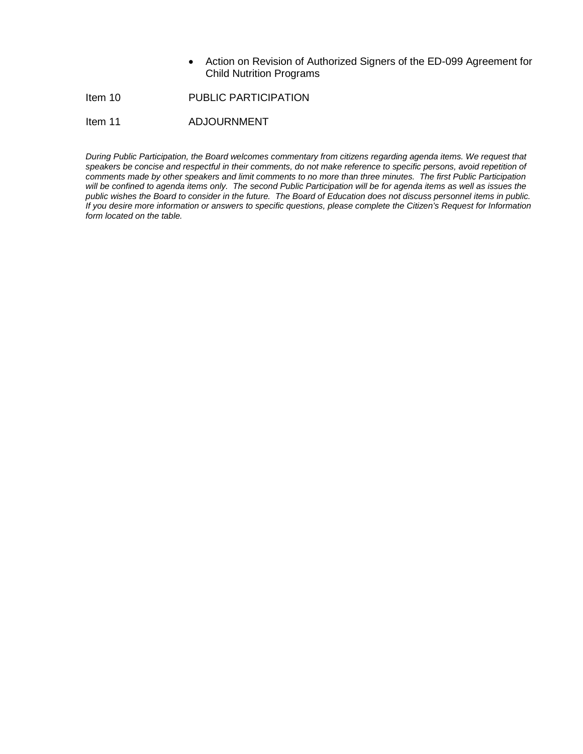- Action on Revision of Authorized Signers of the ED-099 Agreement for Child Nutrition Programs

Item 10 PUBLIC PARTICIPATION

Item 11 ADJOURNMENT

*During Public Participation, the Board welcomes commentary from citizens regarding agenda items. We request that speakers be concise and respectful in their comments, do not make reference to specific persons, avoid repetition of comments made by other speakers and limit comments to no more than three minutes. The first Public Participation will be confined to agenda items only. The second Public Participation will be for agenda items as well as issues the public wishes the Board to consider in the future. The Board of Education does not discuss personnel items in public. If you desire more information or answers to specific questions, please complete the Citizen's Request for Information form located on the table.*